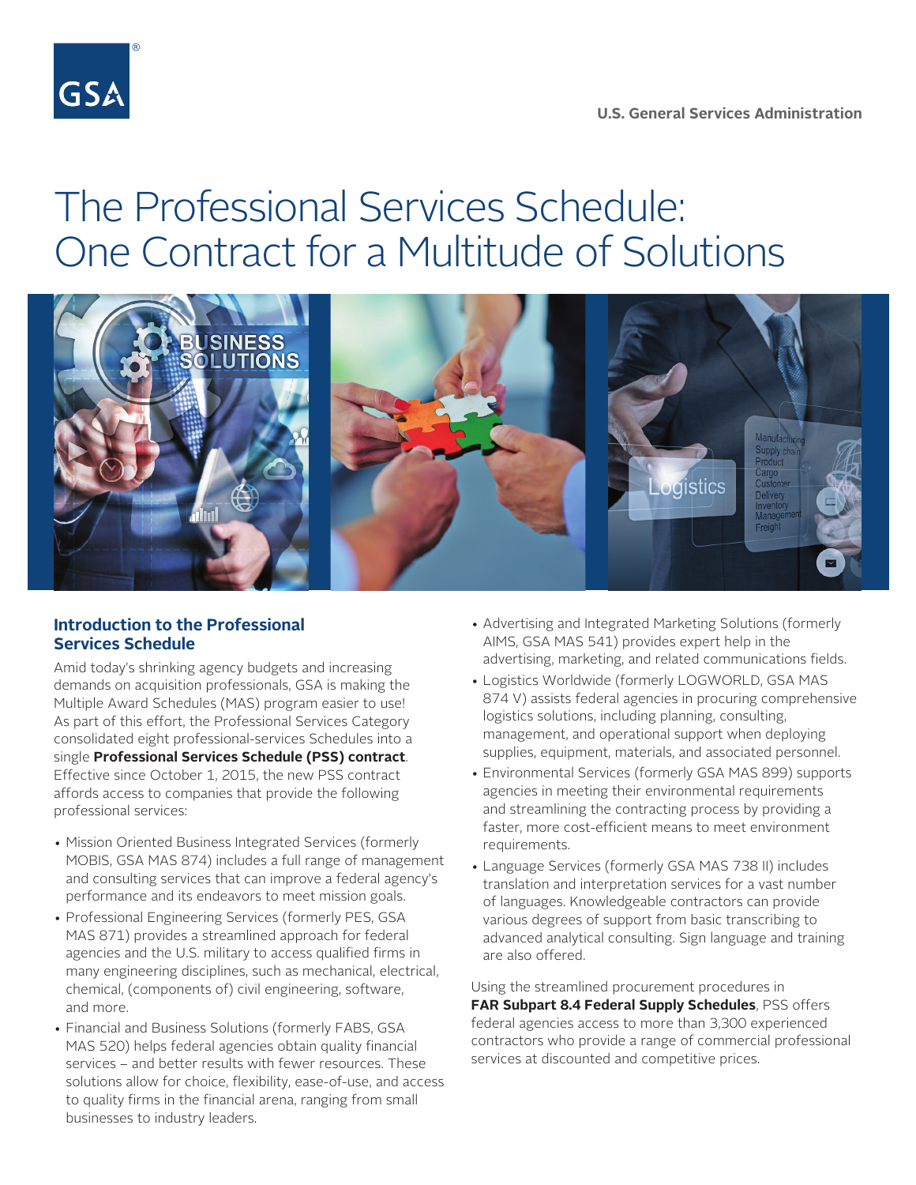U.S. General Services Administration

# The Professional Services Schedule: One Contract for a Multitude of Solutions

## Introduction to the Professional Services Schedule

Amid today's shrinking agency budgets and increasing demands on acquisition professionals, GSA is making the Multiple Award Schedules (MAS) program easier to use! As part of this effort, the Professional Services Category consolidated eight professional-services Schedules into a single **Professional Services Schedule (PSS) contract**. Effective since October 1, 2015, the new PSS contract affords access to companies that provide the following professional services:

- Mission Oriented Business Integrated Services (formerly MOBIS, GSA MAS 874) includes a full range of management and consulting services that can improve a federal agency's performance and its endeavors to meet mission goals.
- Professional Engineering Services (formerly PES, GSA MAS 871) provides a streamlined approach for federal agencies and the U.S. military to access qualified firms in many engineering disciplines, such as mechanical, electrical, chemical, (components of) civil engineering, software, and more.
- Financial and Business Solutions (formerly FABS, GSA MAS 520) helps federal agencies obtain quality financial services – and better results with fewer resources. These solutions allow for choice, flexibility, ease-of-use, and access to quality firms in the financial arena, ranging from small businesses to industry leaders.
- Advertising and Integrated Marketing Solutions (formerly AIMS, GSA MAS 541) provides expert help in the advertising, marketing, and related communications fields.
- Logistics Worldwide (formerly LOGWORLD, GSA MAS 874 V) assists federal agencies in procuring comprehensive logistics solutions, including planning, consulting, management, and operational support when deploying supplies, equipment, materials, and associated personnel.
- Environmental Services (formerly GSA MAS 899) supports agencies in meeting their environmental requirements and streamlining the contracting process by providing a faster, more cost-efficient means to meet environment requirements.
- Language Services (formerly GSA MAS 738 II) includes translation and interpretation services for a vast number of languages. Knowledgeable contractors can provide various degrees of support from basic transcribing to advanced analytical consulting. Sign language and training are also offered.

Using the streamlined procurement procedures in **FAR Subpart 8.4 Federal Supply Schedules**, PSS offers federal agencies access to more than 3,300 experienced contractors who provide a range of commercial professional services at discounted and competitive prices.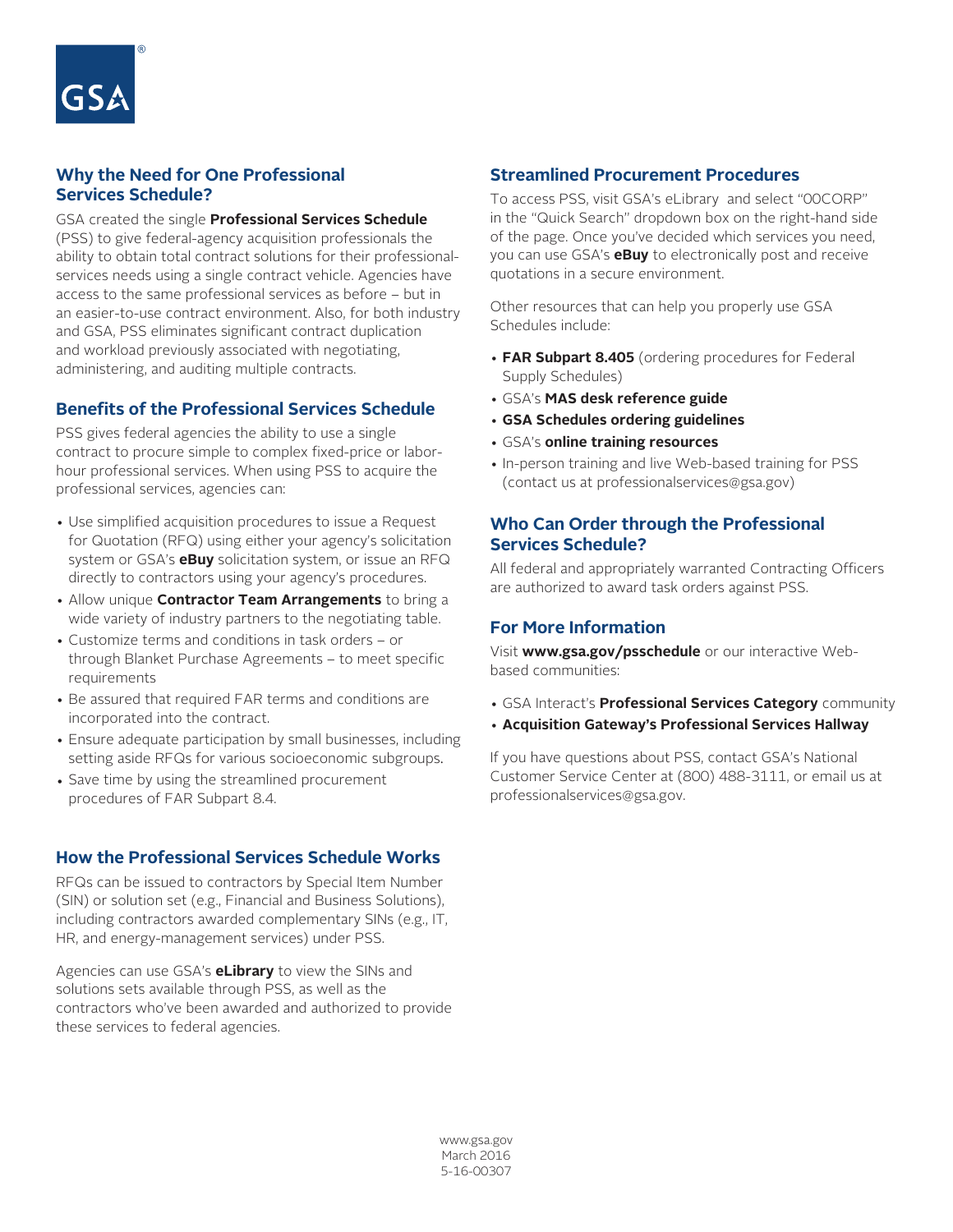## Why the Need for One Professional Services Schedule?

GSA created the single **Professional Services Schedule** (PSS) to give federal-agency acquisition professionals the ability to obtain total contract solutions for their professional-services needs using a single contract vehicle. Agencies have access to the same professional services as before – but in an easier-to-use contract environment. Also, for both industry and GSA, PSS eliminates significant contract duplication and workload previously associated with negotiating, administering, and auditing multiple contracts.

## Benefits of the Professional Services Schedule

PSS gives federal agencies the ability to use a single contract to procure simple to complex fixed-price or labor-hour professional services. When using PSS to acquire the professional services, agencies can:

- Use simplified acquisition procedures to issue a Request for Quotation (RFQ) using either your agency's solicitation system or GSA's **eBuy** solicitation system, or issue an RFQ directly to contractors using your agency's procedures.
- Allow unique **Contractor Team Arrangements** to bring a wide variety of industry partners to the negotiating table.
- Customize terms and conditions in task orders – or through Blanket Purchase Agreements – to meet specific requirements
- Be assured that required FAR terms and conditions are incorporated into the contract.
- Ensure adequate participation by small businesses, including setting aside RFQs for various socioeconomic subgroups.
- Save time by using the streamlined procurement procedures of FAR Subpart 8.4.

## How the Professional Services Schedule Works

RFQs can be issued to contractors by Special Item Number (SIN) or solution set (e.g., Financial and Business Solutions), including contractors awarded complementary SINs (e.g., IT, HR, and energy-management services) under PSS.

Agencies can use GSA's **eLibrary** to view the SINs and solutions sets available through PSS, as well as the contractors who've been awarded and authorized to provide these services to federal agencies.

## Streamlined Procurement Procedures

To access PSS, visit GSA's eLibrary and select "00CORP" in the "Quick Search" dropdown box on the right-hand side of the page. Once you've decided which services you need, you can use GSA's **eBuy** to electronically post and receive quotations in a secure environment.

Other resources that can help you properly use GSA Schedules include:

- **FAR Subpart 8.405** (ordering procedures for Federal Supply Schedules)
- GSA's **MAS desk reference guide**
- **GSA Schedules ordering guidelines**
- GSA's **online training resources**
- In-person training and live Web-based training for PSS (contact us at professionalservices@gsa.gov)

## Who Can Order through the Professional Services Schedule?

All federal and appropriately warranted Contracting Officers are authorized to award task orders against PSS.

## For More Information

Visit **www.gsa.gov/psschedule** or our interactive Web-based communities:

- GSA Interact's **Professional Services Category** community
- **Acquisition Gateway's Professional Services Hallway**

If you have questions about PSS, contact GSA's National Customer Service Center at (800) 488-3111, or email us at professionalservices@gsa.gov.

www.gsa.gov
March 2016
5-16-00307